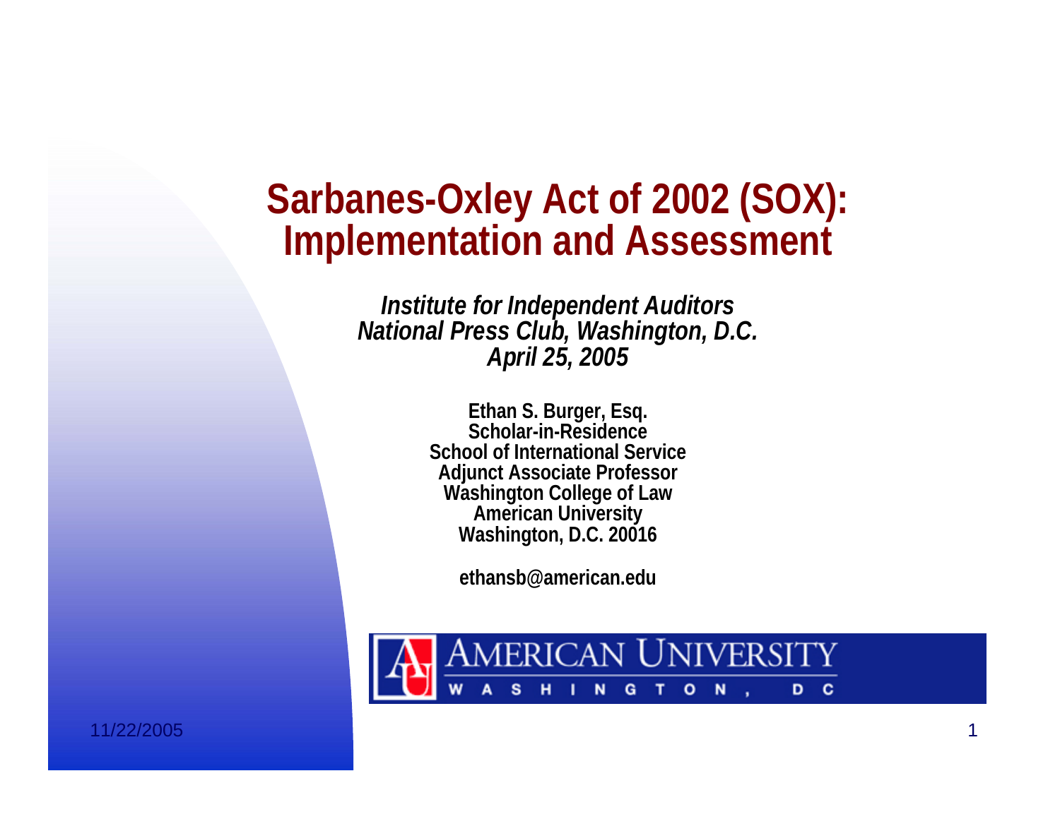# Sarbanes-Oxley Act of 2002 (SOX): Implementation and Assessment

*Institute for Independent Auditors*
*National Press Club, Washington, D.C.*
*April 25, 2005*

**Ethan S. Burger, Esq.**
**Scholar-in-Residence**
**School of International Service**
**Adjunct Associate Professor**
**Washington College of Law**
**American University**
**Washington, D.C. 20016**

**ethansb@american.edu**

AMERICAN UNIVERSITY
WASHINGTON, DC

11/22/2005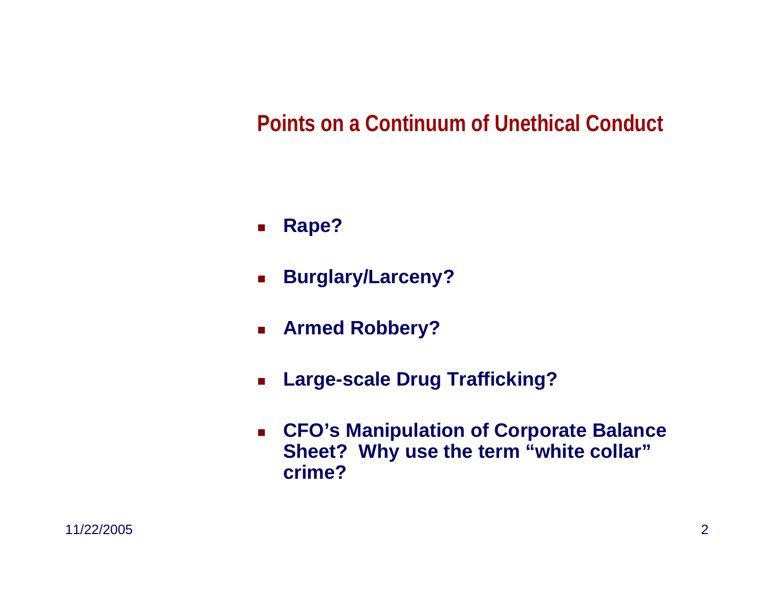## Points on a Continuum of Unethical Conduct

- **Rape?**
- **Burglary/Larceny?**
- **Armed Robbery?**
- **Large-scale Drug Trafficking?**
- **CFO's Manipulation of Corporate Balance Sheet? Why use the term "white collar" crime?**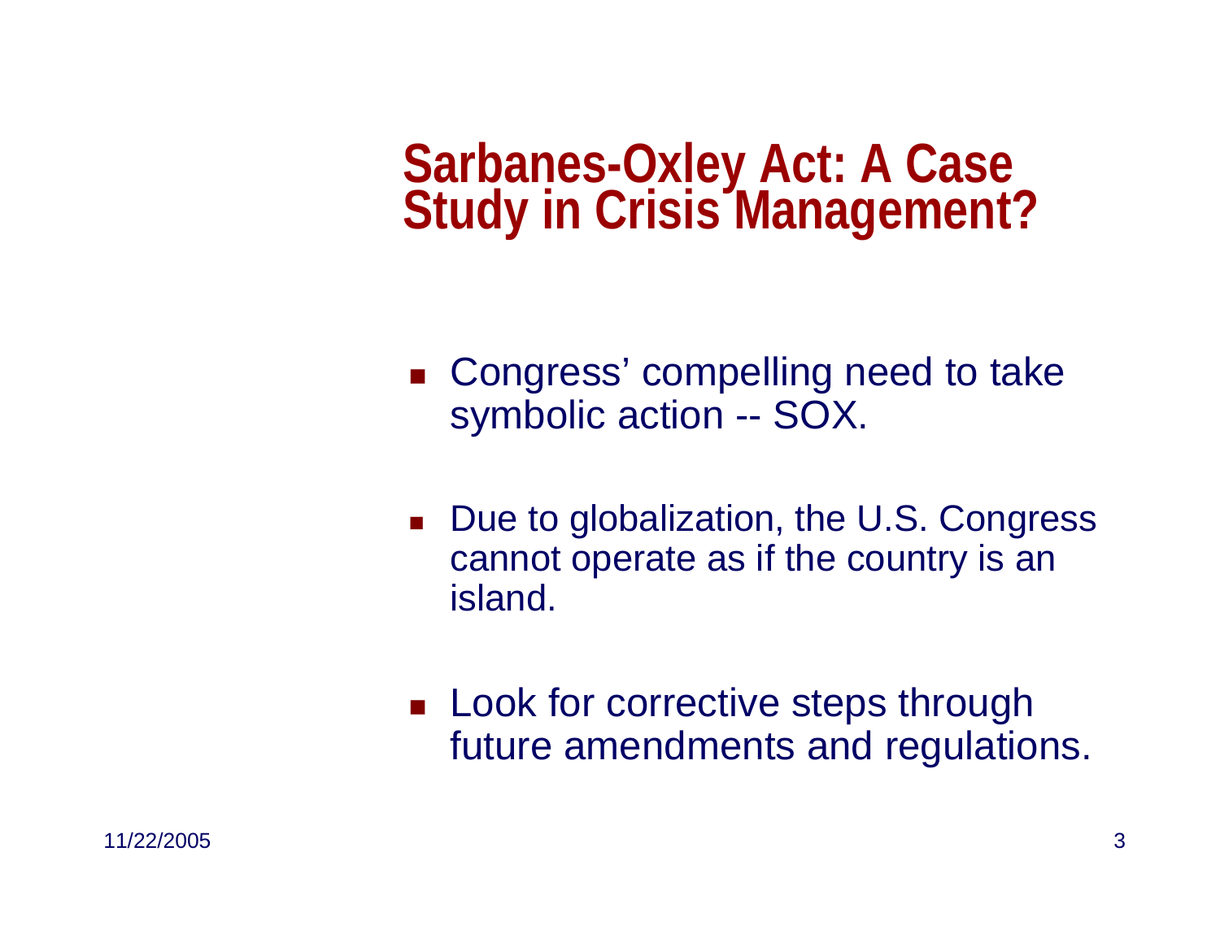# Sarbanes-Oxley Act: A Case Study in Crisis Management?

- Congress' compelling need to take symbolic action -- SOX.
- Due to globalization, the U.S. Congress cannot operate as if the country is an island.
- Look for corrective steps through future amendments and regulations.

11/22/2005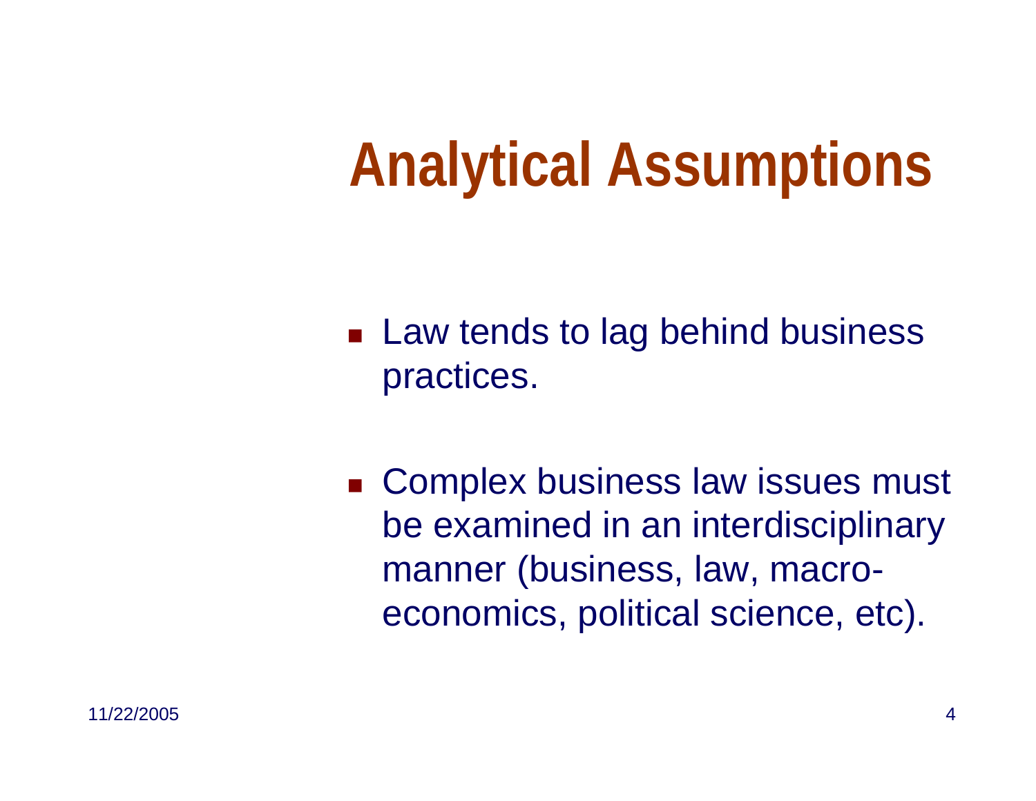# Analytical Assumptions

- Law tends to lag behind business practices.
- Complex business law issues must be examined in an interdisciplinary manner (business, law, macro-economics, political science, etc).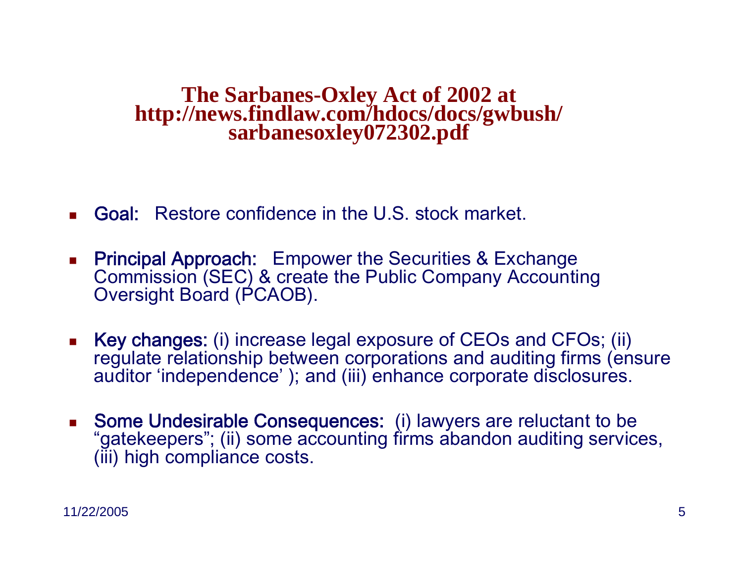# The Sarbanes-Oxley Act of 2002 at http://news.findlaw.com/hdocs/docs/gwbush/sarbanesoxley072302.pdf

- Goal: Restore confidence in the U.S. stock market.
- Principal Approach: Empower the Securities & Exchange Commission (SEC) & create the Public Company Accounting Oversight Board (PCAOB).
- Key changes: (i) increase legal exposure of CEOs and CFOs; (ii) regulate relationship between corporations and auditing firms (ensure auditor 'independence' ); and (iii) enhance corporate disclosures.
- Some Undesirable Consequences: (i) lawyers are reluctant to be "gatekeepers"; (ii) some accounting firms abandon auditing services, (iii) high compliance costs.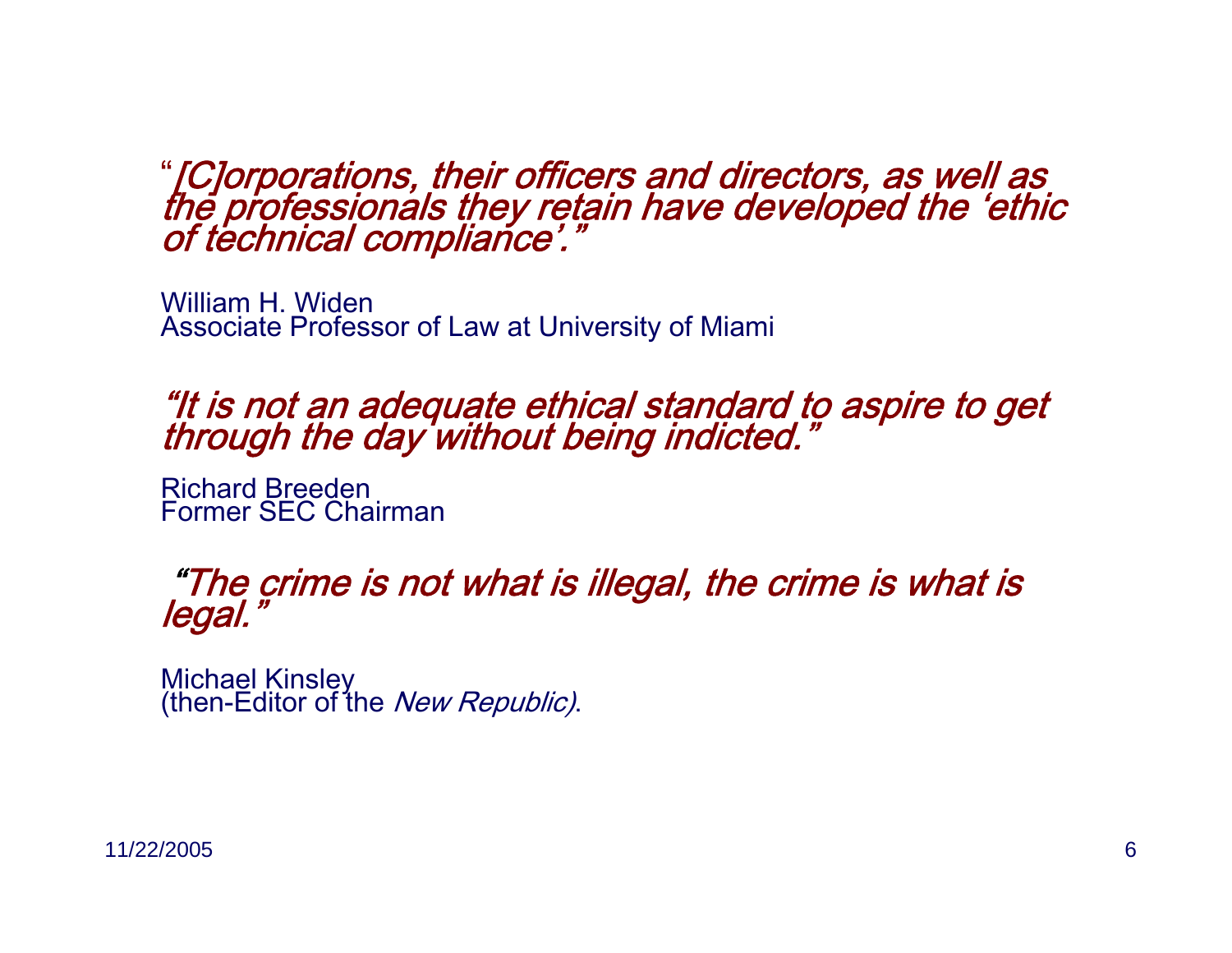"*[C]orporations, their officers and directors, as well as the professionals they retain have developed the 'ethic of technical compliance'.*"

William H. Widen
Associate Professor of Law at University of Miami

*"It is not an adequate ethical standard to aspire to get through the day without being indicted."*

Richard Breeden
Former SEC Chairman

*"The crime is not what is illegal, the crime is what is legal."*

Michael Kinsley
(then-Editor of the *New Republic)*.

11/22/2005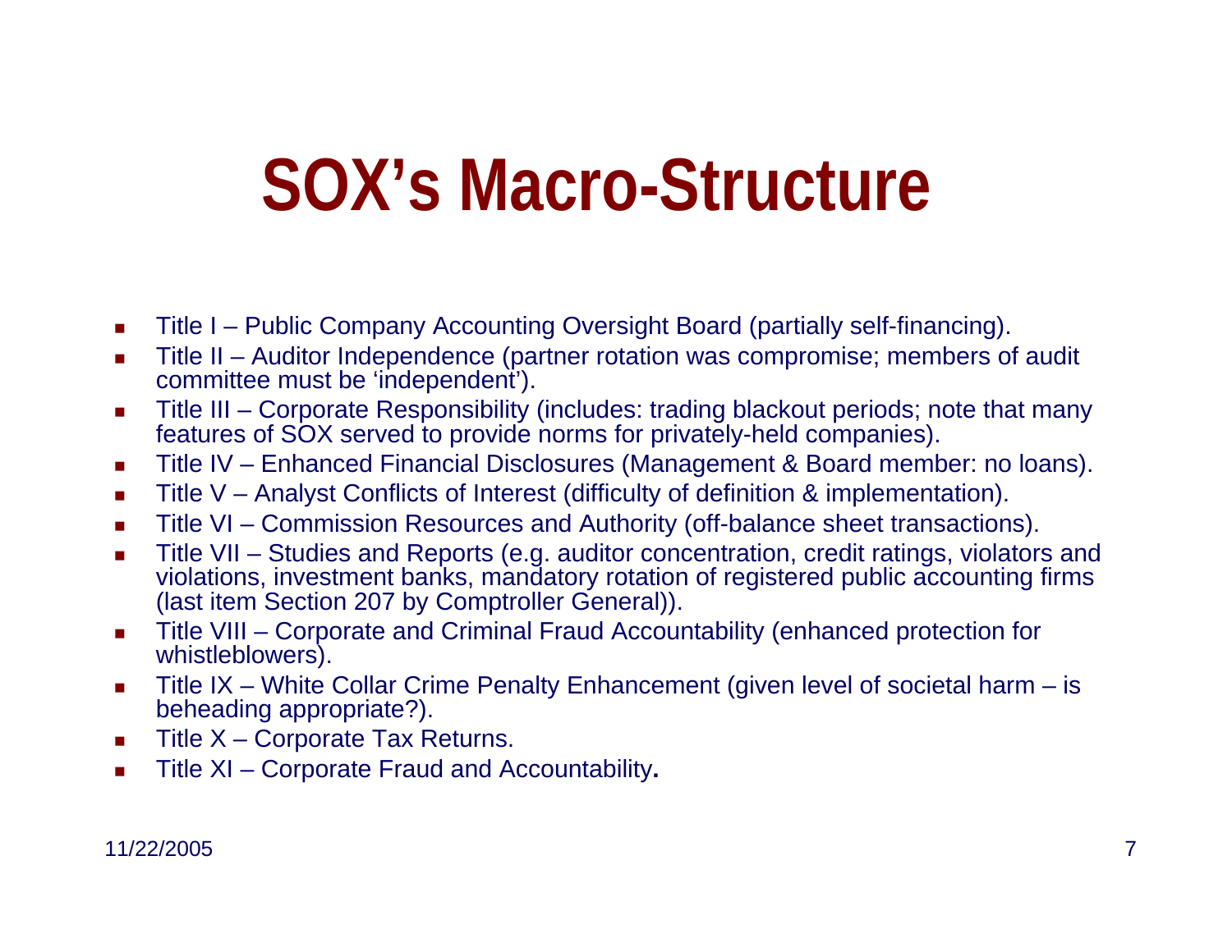# SOX's Macro-Structure

- Title I – Public Company Accounting Oversight Board (partially self-financing).
- Title II – Auditor Independence (partner rotation was compromise; members of audit committee must be 'independent').
- Title III – Corporate Responsibility (includes: trading blackout periods; note that many features of SOX served to provide norms for privately-held companies).
- Title IV – Enhanced Financial Disclosures (Management & Board member: no loans).
- Title V – Analyst Conflicts of Interest (difficulty of definition & implementation).
- Title VI – Commission Resources and Authority (off-balance sheet transactions).
- Title VII – Studies and Reports (e.g. auditor concentration, credit ratings, violators and violations, investment banks, mandatory rotation of registered public accounting firms (last item Section 207 by Comptroller General)).
- Title VIII – Corporate and Criminal Fraud Accountability (enhanced protection for whistleblowers).
- Title IX – White Collar Crime Penalty Enhancement (given level of societal harm – is beheading appropriate?).
- Title X – Corporate Tax Returns.
- Title XI – Corporate Fraud and Accountability**.**

11/22/2005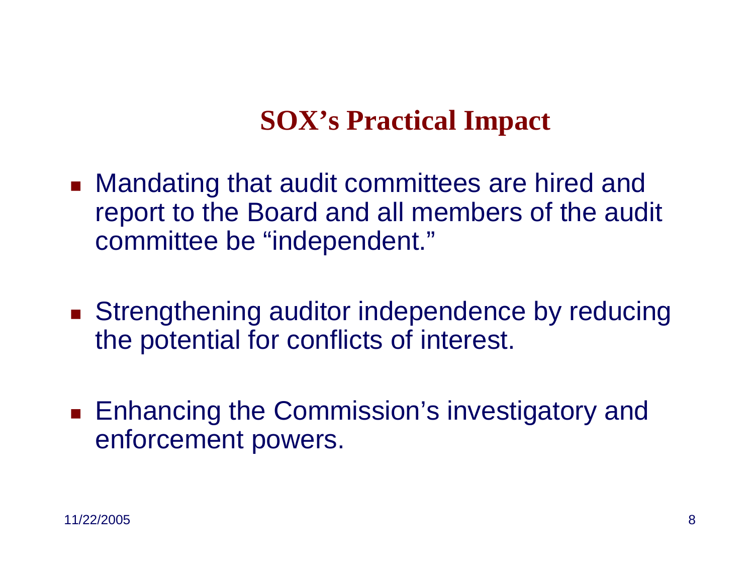# SOX's Practical Impact

- Mandating that audit committees are hired and report to the Board and all members of the audit committee be "independent."

- Strengthening auditor independence by reducing the potential for conflicts of interest.

- Enhancing the Commission's investigatory and enforcement powers.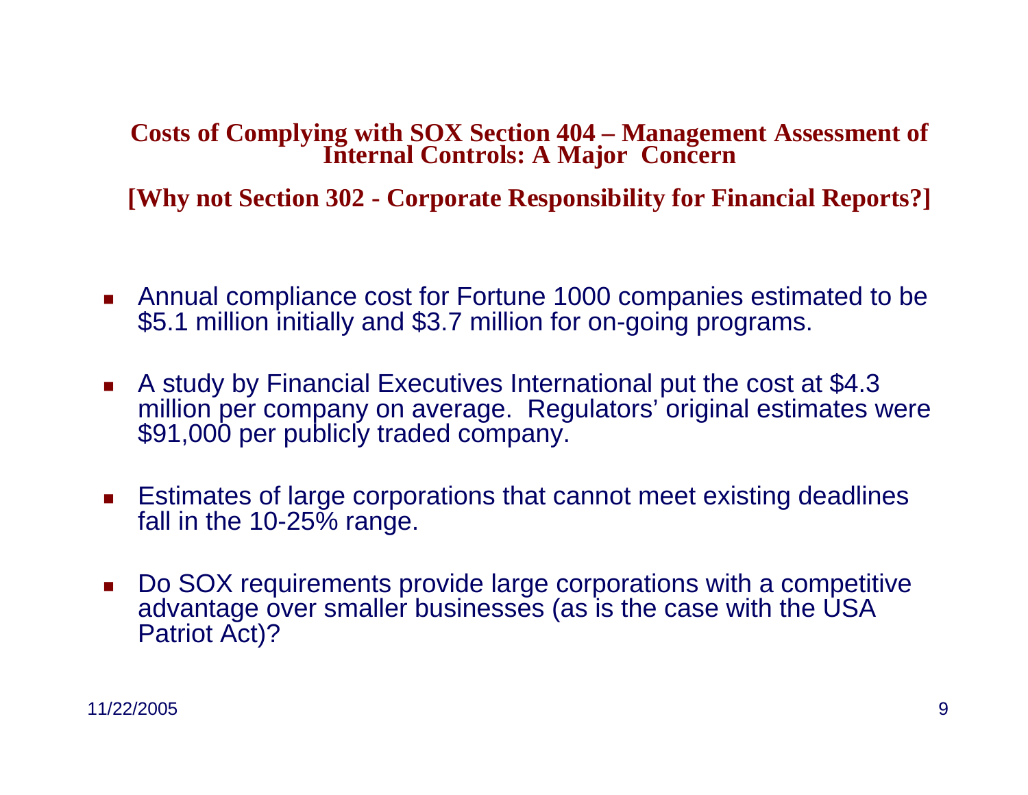## Costs of Complying with SOX Section 404 – Management Assessment of Internal Controls: A Major Concern

**[Why not Section 302 - Corporate Responsibility for Financial Reports?]**

- Annual compliance cost for Fortune 1000 companies estimated to be $5.1 million initially and $3.7 million for on-going programs.
- A study by Financial Executives International put the cost at $4.3 million per company on average. Regulators' original estimates were $91,000 per publicly traded company.
- Estimates of large corporations that cannot meet existing deadlines fall in the 10-25% range.
- Do SOX requirements provide large corporations with a competitive advantage over smaller businesses (as is the case with the USA Patriot Act)?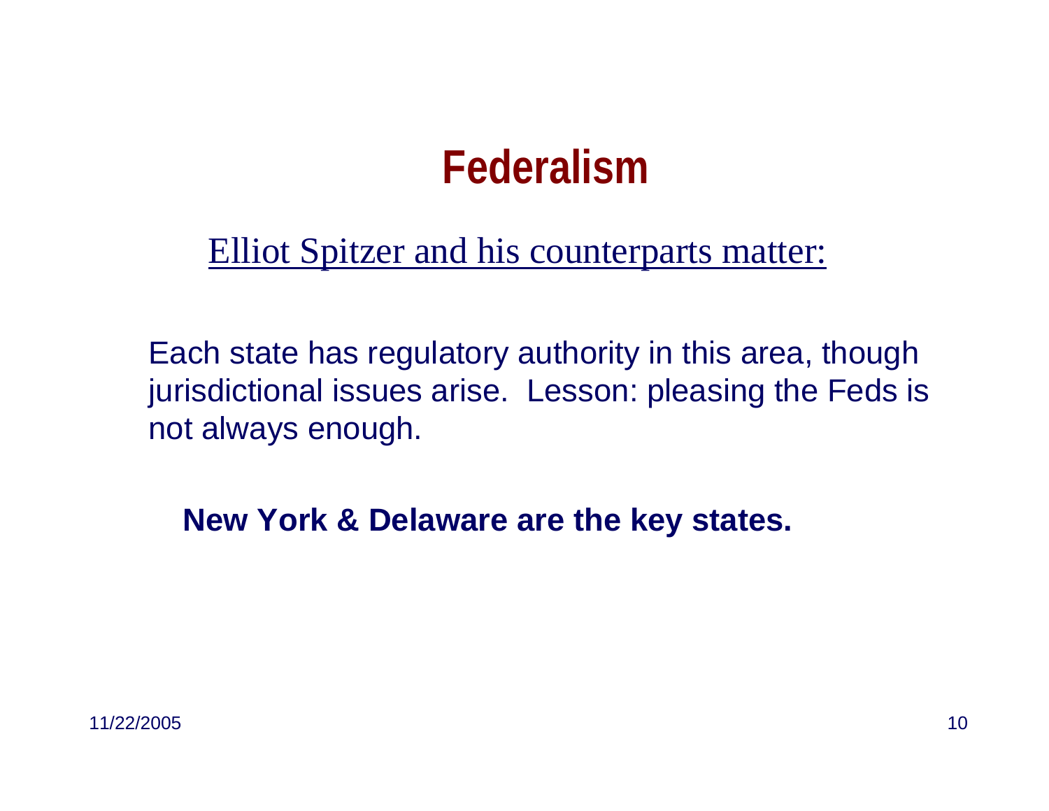# Federalism

<u>Elliot Spitzer and his counterparts matter:</u>

Each state has regulatory authority in this area, though jurisdictional issues arise. Lesson: pleasing the Feds is not always enough.

**New York & Delaware are the key states.**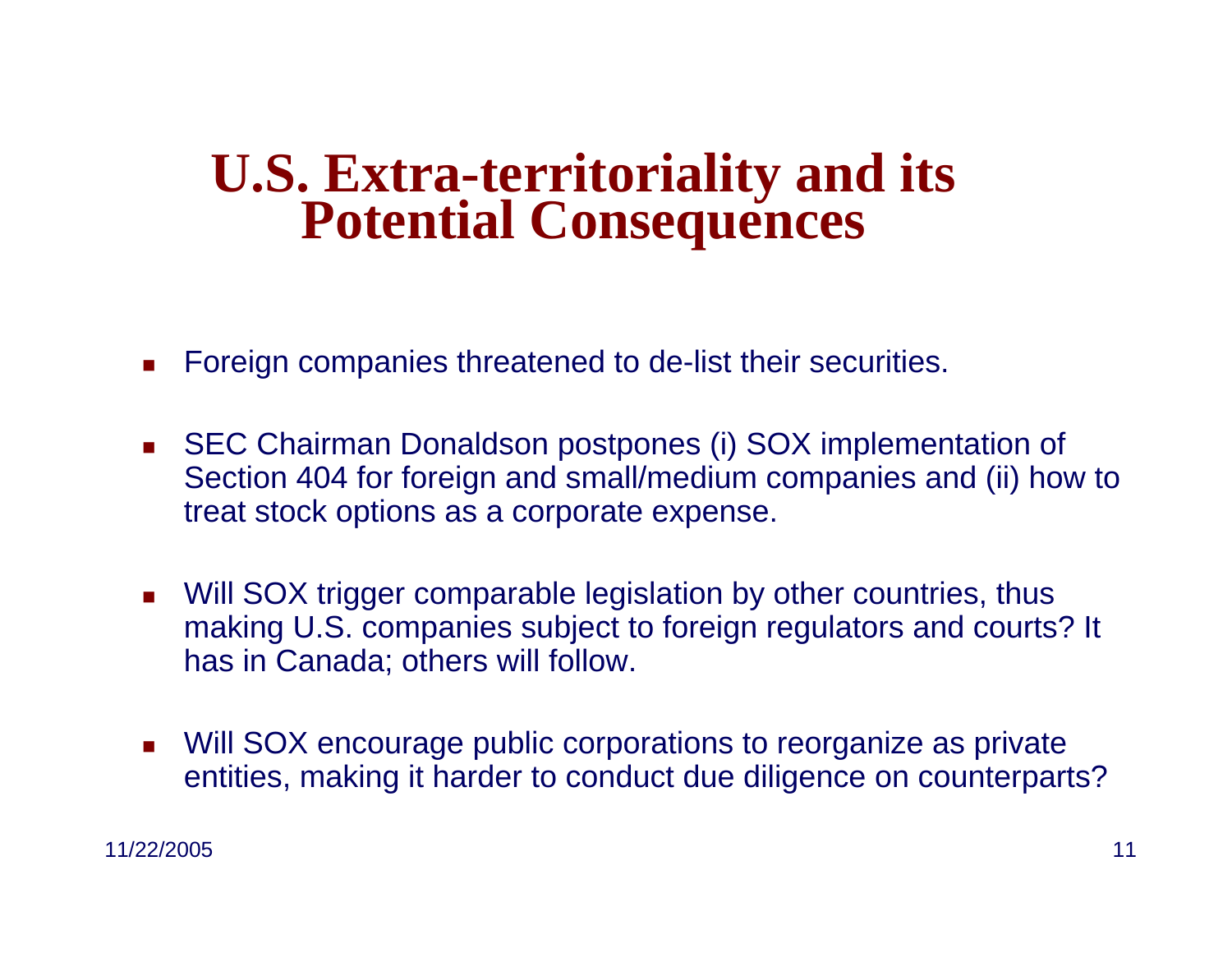# U.S. Extra-territoriality and its Potential Consequences

- Foreign companies threatened to de-list their securities.
- SEC Chairman Donaldson postpones (i) SOX implementation of Section 404 for foreign and small/medium companies and (ii) how to treat stock options as a corporate expense.
- Will SOX trigger comparable legislation by other countries, thus making U.S. companies subject to foreign regulators and courts? It has in Canada; others will follow.
- Will SOX encourage public corporations to reorganize as private entities, making it harder to conduct due diligence on counterparts?

11/22/2005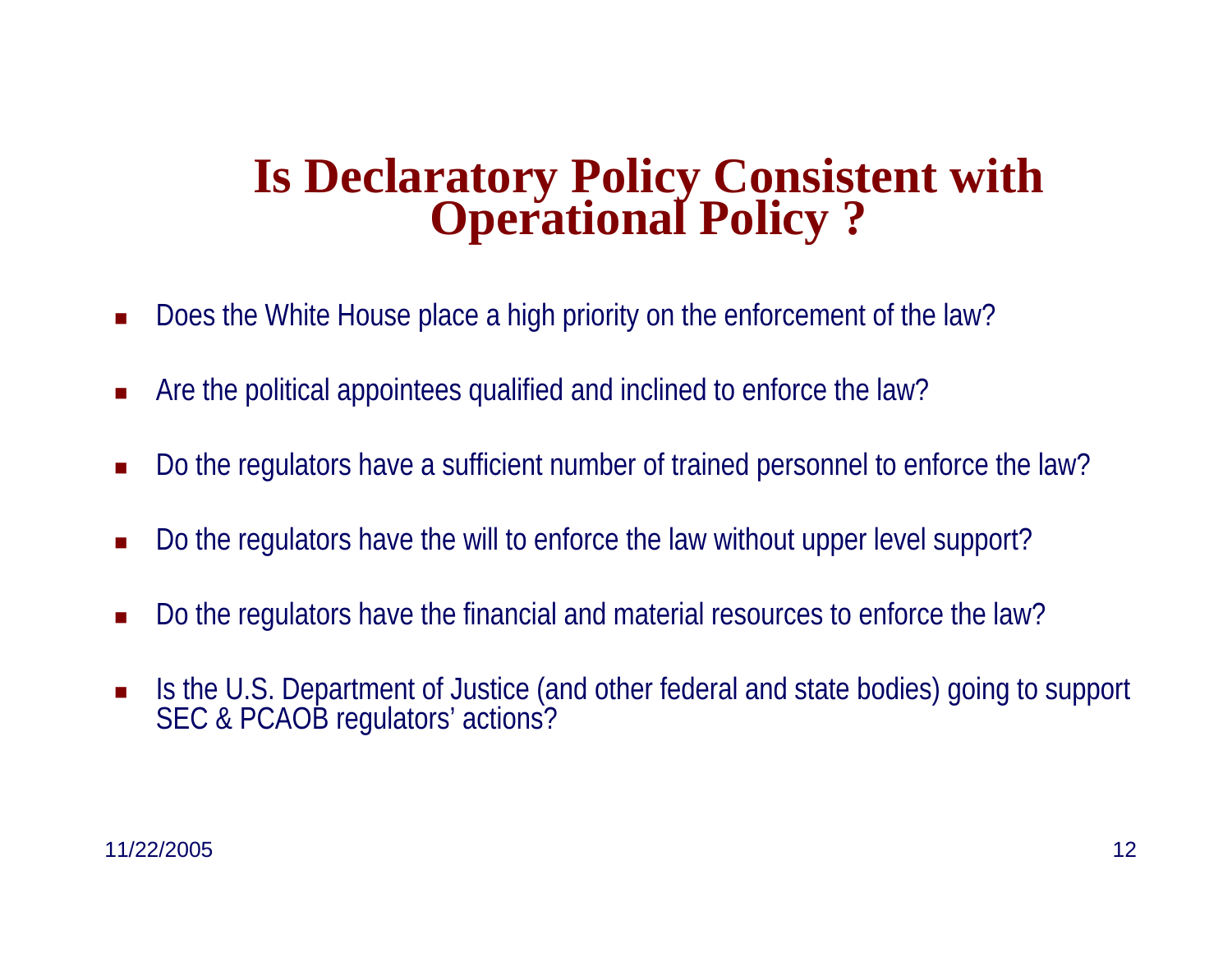# Is Declaratory Policy Consistent with Operational Policy ?

- Does the White House place a high priority on the enforcement of the law?
- Are the political appointees qualified and inclined to enforce the law?
- Do the regulators have a sufficient number of trained personnel to enforce the law?
- Do the regulators have the will to enforce the law without upper level support?
- Do the regulators have the financial and material resources to enforce the law?
- Is the U.S. Department of Justice (and other federal and state bodies) going to support SEC & PCAOB regulators' actions?

11/22/2005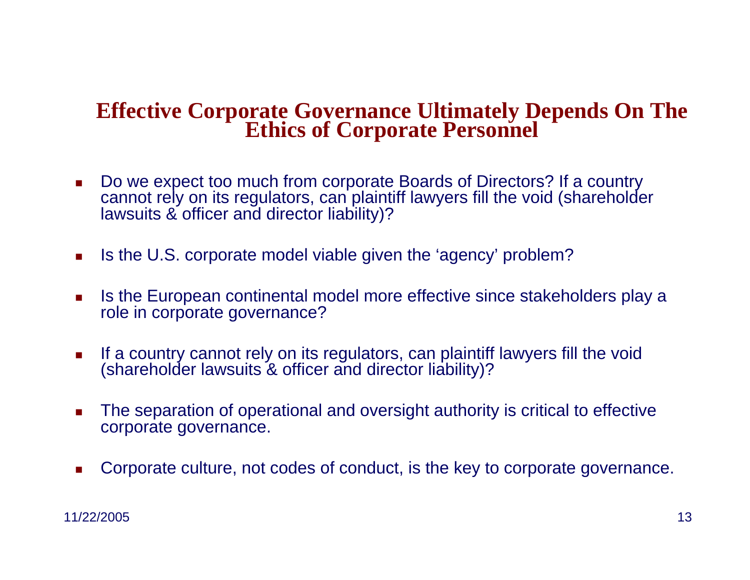# Effective Corporate Governance Ultimately Depends On The Ethics of Corporate Personnel

- Do we expect too much from corporate Boards of Directors? If a country cannot rely on its regulators, can plaintiff lawyers fill the void (shareholder lawsuits & officer and director liability)?
- Is the U.S. corporate model viable given the 'agency' problem?
- Is the European continental model more effective since stakeholders play a role in corporate governance?
- If a country cannot rely on its regulators, can plaintiff lawyers fill the void (shareholder lawsuits & officer and director liability)?
- The separation of operational and oversight authority is critical to effective corporate governance.
- Corporate culture, not codes of conduct, is the key to corporate governance.

11/22/2005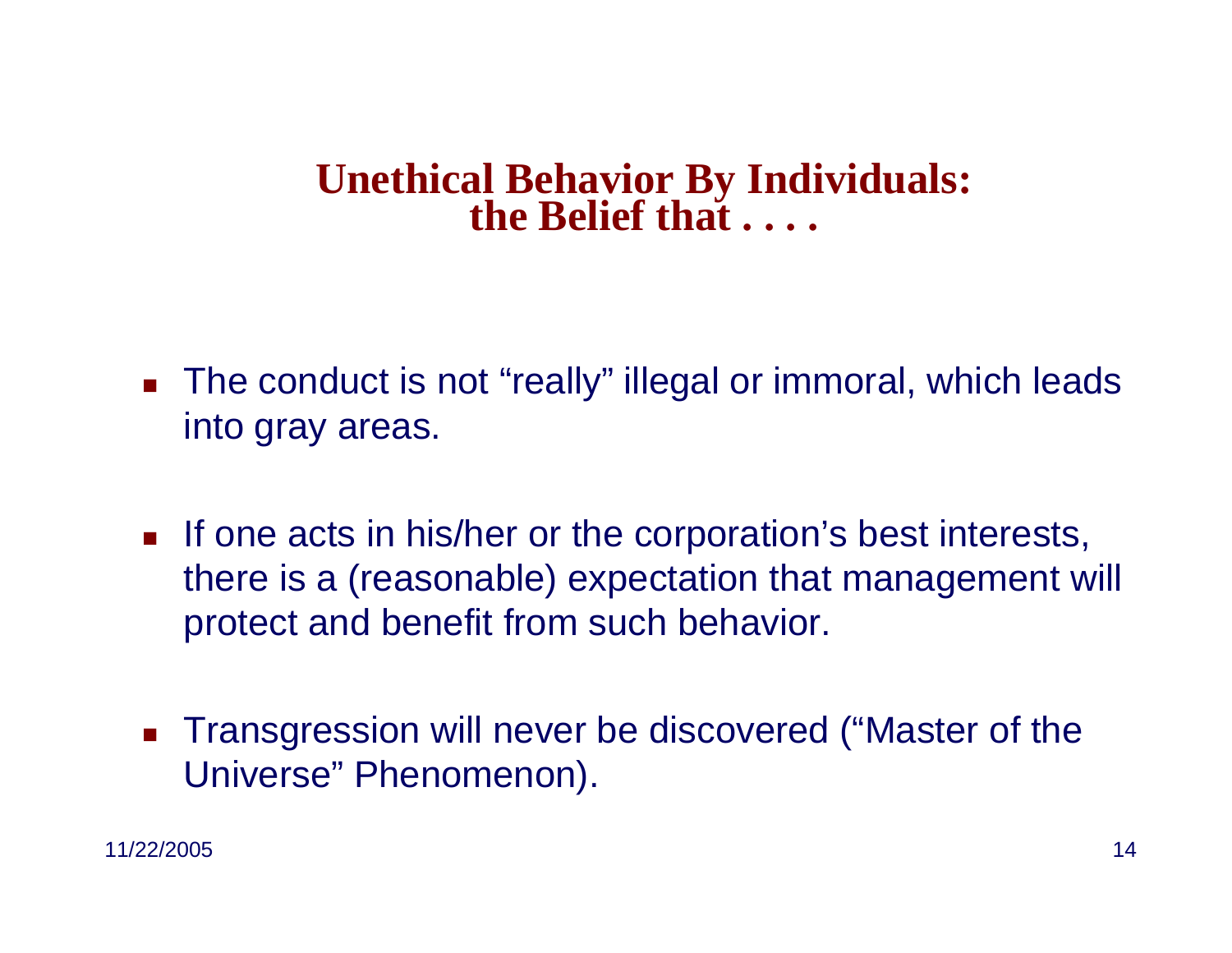# Unethical Behavior By Individuals: the Belief that . . . .

- The conduct is not "really" illegal or immoral, which leads into gray areas.
- If one acts in his/her or the corporation's best interests, there is a (reasonable) expectation that management will protect and benefit from such behavior.
- Transgression will never be discovered ("Master of the Universe" Phenomenon).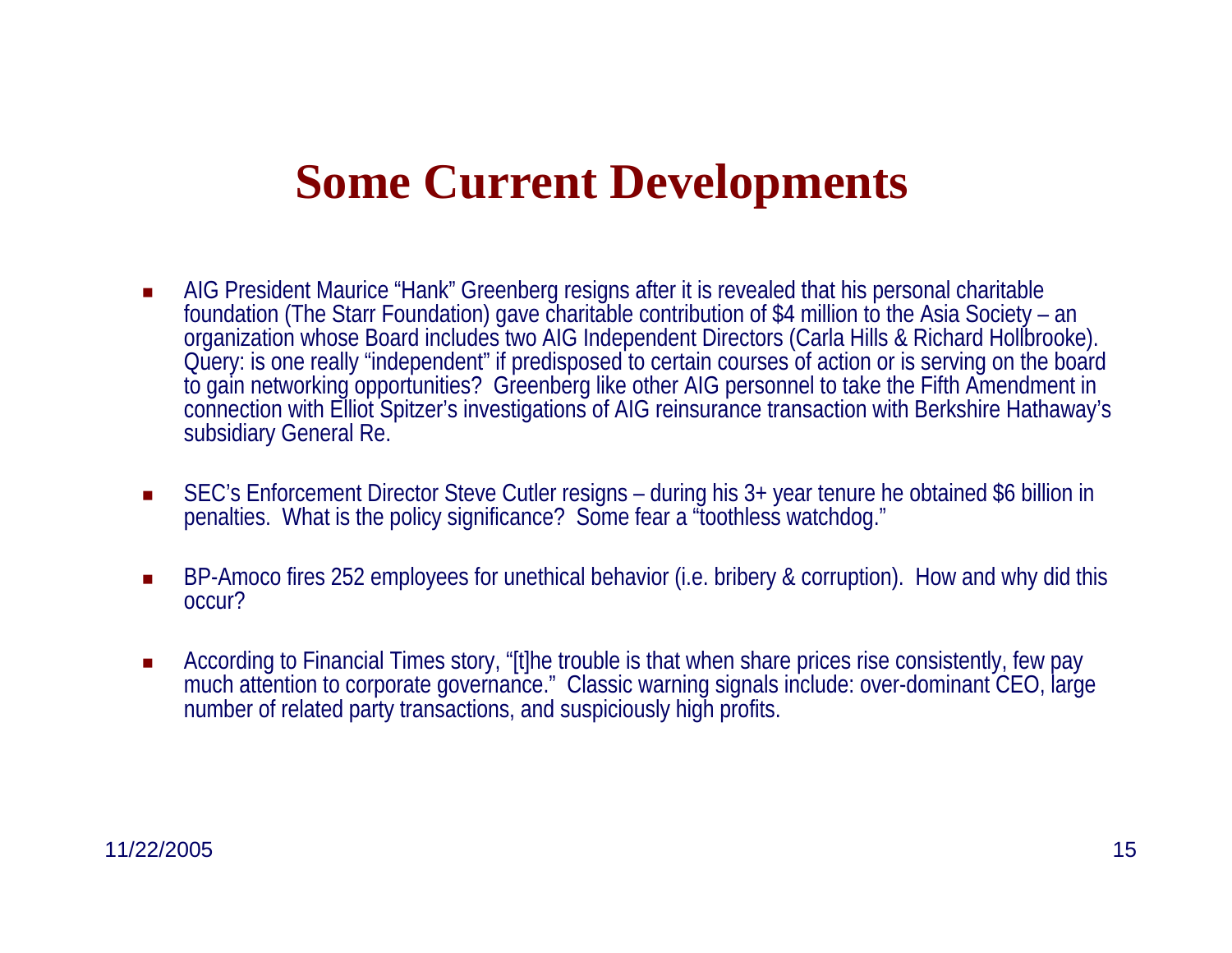# Some Current Developments

- AIG President Maurice "Hank" Greenberg resigns after it is revealed that his personal charitable foundation (The Starr Foundation) gave charitable contribution of $4 million to the Asia Society – an organization whose Board includes two AIG Independent Directors (Carla Hills & Richard Hollbrooke). Query: is one really "independent" if predisposed to certain courses of action or is serving on the board to gain networking opportunities? Greenberg like other AIG personnel to take the Fifth Amendment in connection with Elliot Spitzer's investigations of AIG reinsurance transaction with Berkshire Hathaway's subsidiary General Re.

- SEC's Enforcement Director Steve Cutler resigns – during his 3+ year tenure he obtained $6 billion in penalties. What is the policy significance? Some fear a "toothless watchdog."

- BP-Amoco fires 252 employees for unethical behavior (i.e. bribery & corruption). How and why did this occur?

- According to Financial Times story, "[t]he trouble is that when share prices rise consistently, few pay much attention to corporate governance." Classic warning signals include: over-dominant CEO, large number of related party transactions, and suspiciously high profits.

11/22/2005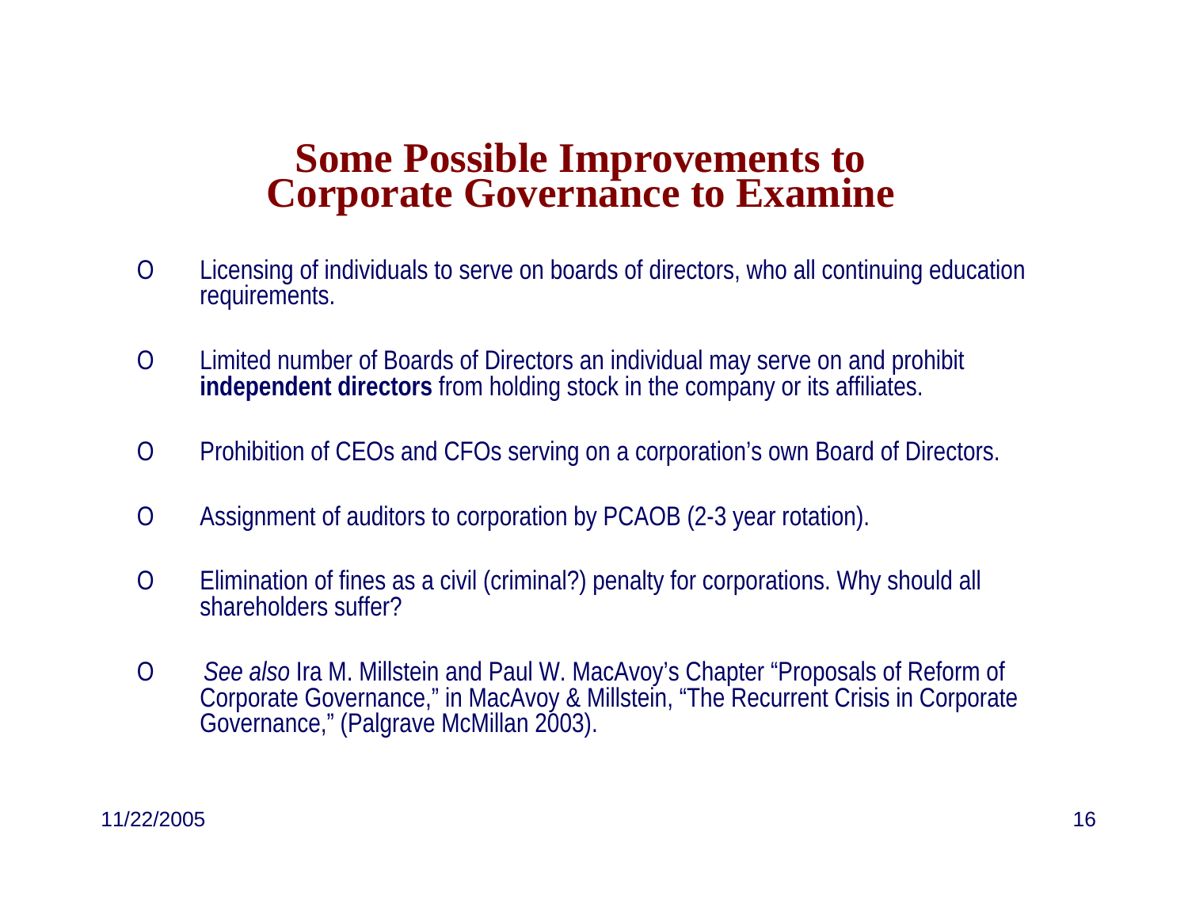# Some Possible Improvements to Corporate Governance to Examine

- Licensing of individuals to serve on boards of directors, who all continuing education requirements.

- Limited number of Boards of Directors an individual may serve on and prohibit **independent directors** from holding stock in the company or its affiliates.

- Prohibition of CEOs and CFOs serving on a corporation's own Board of Directors.

- Assignment of auditors to corporation by PCAOB (2-3 year rotation).

- Elimination of fines as a civil (criminal?) penalty for corporations. Why should all shareholders suffer?

- *See also* Ira M. Millstein and Paul W. MacAvoy's Chapter "Proposals of Reform of Corporate Governance," in MacAvoy & Millstein, "The Recurrent Crisis in Corporate Governance," (Palgrave McMillan 2003).

11/22/2005